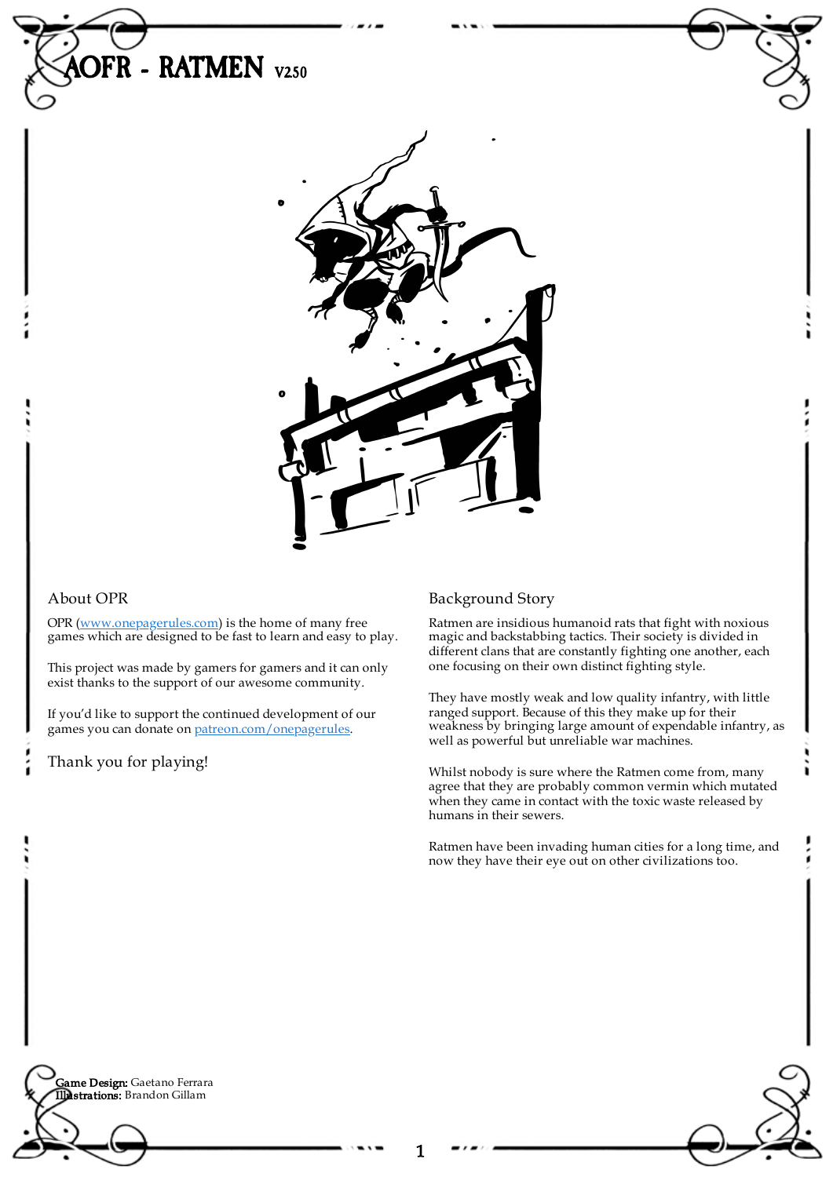# AOFR - RATMEN V250

## About OPR

OPR (www.onepagerules.com) is the home of many free games which are designed to be fast to learn and easy to play.

This project was made by gamers for gamers and it can only exist thanks to the support of our awesome community.

If you'd like to support the continued development of our games you can donate on patreon.com/onepagerules.

Thank you for playing!

## Background Story

Ratmen are insidious humanoid rats that fight with noxious magic and backstabbing tactics. Their society is divided in different clans that are constantly fighting one another, each one focusing on their own distinct fighting style.

They have mostly weak and low quality infantry, with little ranged support. Because of this they make up for their weakness by bringing large amount of expendable infantry, as well as powerful but unreliable war machines.

Whilst nobody is sure where the Ratmen come from, many agree that they are probably common vermin which mutated when they came in contact with the toxic waste released by humans in their sewers.

Ratmen have been invading human cities for a long time, and now they have their eye out on other civilizations too.

**Game Design:** Gaetano Ferrara
**Illustrations:** Brandon Gillam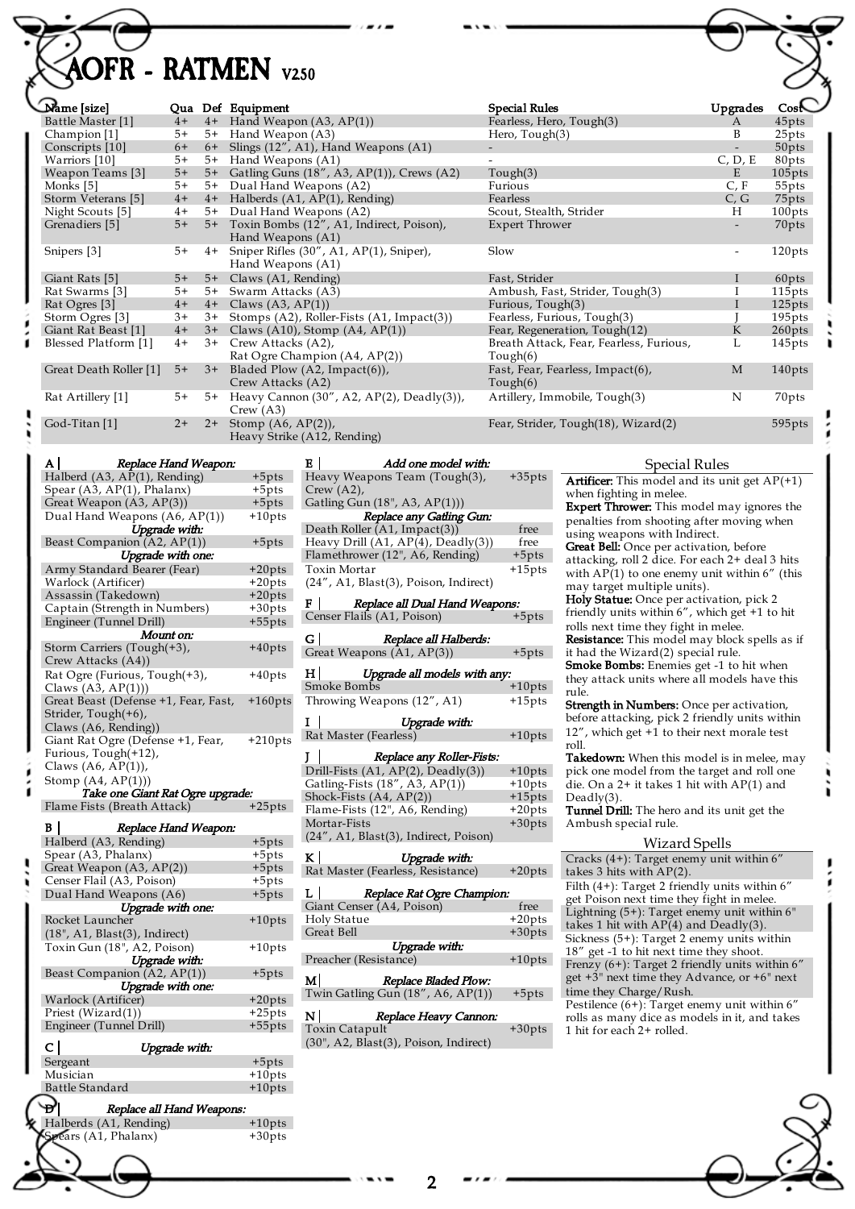# AOFR - RATMEN V2.50

| Name [size] | Qua | Def | Equipment | Special Rules | Upgrades | Cost |
|---|---|---|---|---|---|---|
| Battle Master [1] | 4+ | 4+ | Hand Weapon (A3, AP(1)) | Fearless, Hero, Tough(3) | A | 45pts |
| Champion [1] | 5+ | 5+ | Hand Weapon (A3) | Hero, Tough(3) | B | 25pts |
| Conscripts [10] | 6+ | 6+ | Slings (12", A1), Hand Weapons (A1) | - | - | 50pts |
| Warriors [10] | 5+ | 5+ | Hand Weapons (A1) | - | C, D, E | 80pts |
| Weapon Teams [3] | 5+ | 5+ | Gatling Guns (18", A3, AP(1)), Crews (A2) | Tough(3) | E | 105pts |
| Monks [5] | 5+ | 5+ | Dual Hand Weapons (A2) | Furious | C, F | 55pts |
| Storm Veterans [5] | 4+ | 4+ | Halberds (A1, AP(1), Rending) | Fearless | C, G | 75pts |
| Night Scouts [5] | 4+ | 5+ | Dual Hand Weapons (A2) | Scout, Stealth, Strider | H | 100pts |
| Grenadiers [5] | 5+ | 5+ | Toxin Bombs (12", A1, Indirect, Poison), Hand Weapons (A1) | Expert Thrower | - | 70pts |
| Snipers [3] | 5+ | 4+ | Sniper Rifles (30", A1, AP(1), Sniper), Hand Weapons (A1) | Slow | - | 120pts |
| Giant Rats [5] | 5+ | 5+ | Claws (A1, Rending) | Fast, Strider | I | 60pts |
| Rat Swarms [3] | 5+ | 5+ | Swarm Attacks (A3) | Ambush, Fast, Strider, Tough(3) | I | 115pts |
| Rat Ogres [3] | 4+ | 4+ | Claws (A3, AP(1)) | Furious, Tough(3) | I | 125pts |
| Storm Ogres [3] | 3+ | 3+ | Stomps (A2), Roller-Fists (A1, Impact(3)) | Fearless, Furious, Tough(3) | J | 195pts |
| Giant Rat Beast [1] | 4+ | 3+ | Claws (A10), Stomp (A4, AP(1)) | Fear, Regeneration, Tough(12) | K | 260pts |
| Blessed Platform [1] | 4+ | 3+ | Crew Attacks (A2), Rat Ogre Champion (A4, AP(2)) | Breath Attack, Fear, Fearless, Furious, Tough(6) | L | 145pts |
| Great Death Roller [1] | 5+ | 3+ | Bladed Plow (A2, Impact(6)), Crew Attacks (A2) | Fast, Fear, Fearless, Impact(6), Tough(6) | M | 140pts |
| Rat Artillery [1] | 5+ | 5+ | Heavy Cannon (30", A2, AP(2), Deadly(3)), Crew (A3) | Artillery, Immobile, Tough(3) | N | 70pts |
| God-Titan [1] | 2+ | 2+ | Stomp (A6, AP(2)), Heavy Strike (A12, Rending) | Fear, Strider, Tough(18), Wizard(2) | | 595pts |

**A** | *Replace Hand Weapon:*
- Halberd (A3, AP(1), Rending) +5pts
- Spear (A3, AP(1), Phalanx) +5pts
- Great Weapon (A3, AP(3)) +5pts
- Dual Hand Weapons (A6, AP(1)) +10pts

*Upgrade with:*
- Beast Companion (A2, AP(1)) +5pts

*Upgrade with one:*
- Army Standard Bearer (Fear) +20pts
- Warlock (Artificer) +20pts
- Assassin (Takedown) +20pts
- Captain (Strength in Numbers) +30pts
- Engineer (Tunnel Drill) +55pts

*Mount on:*
- Storm Carriers (Tough(+3), Crew Attacks (A4)) +40pts
- Rat Ogre (Furious, Tough(+3), Claws (A3, AP(1))) +40pts
- Great Beast (Defense +1, Fear, Fast, Strider, Tough(+6), Claws (A6, Rending)) +160pts
- Giant Rat Ogre (Defense +1, Fear, Furious, Tough(+12), Claws (A6, AP(1)), Stomp (A4, AP(1))) +210pts

*Take one Giant Rat Ogre upgrade:*
- Flame Fists (Breath Attack) +25pts

**B** | *Replace Hand Weapon:*
- Halberd (A3, Rending) +5pts
- Spear (A3, Phalanx) +5pts
- Great Weapon (A3, AP(2)) +5pts
- Censer Flail (A3, Poison) +5pts
- Dual Hand Weapons (A6) +5pts

*Upgrade with one:*
- Rocket Launcher (18", A1, Blast(3), Indirect) +10pts
- Toxin Gun (18", A2, Poison) +10pts

*Upgrade with:*
- Beast Companion (A2, AP(1)) +5pts

*Upgrade with one:*
- Warlock (Artificer) +20pts
- Priest (Wizard(1)) +25pts
- Engineer (Tunnel Drill) +55pts

**C** | *Upgrade with:*
- Sergeant +5pts
- Musician +10pts
- Battle Standard +10pts

**D** | *Replace all Hand Weapons:*
- Halberds (A1, Rending) +10pts
- Spears (A1, Phalanx) +30pts

**E** | *Add one model with:*
- Heavy Weapons Team (Tough(3), Crew (A2), Gatling Gun (18", A3, AP(1))) +35pts

*Replace any Gatling Gun:*
- Death Roller (A1, Impact(3)) free
- Heavy Drill (A1, AP(4), Deadly(3)) free
- Flamethrower (12", A6, Rending) +5pts
- Toxin Mortar (24", A1, Blast(3), Poison, Indirect) +15pts

**F** | *Replace all Dual Hand Weapons:*
- Censer Flails (A1, Poison) +5pts

**G** | *Replace all Halberds:*
- Great Weapons (A1, AP(3)) +5pts

**H** | *Upgrade all models with any:*
- Smoke Bombs +10pts
- Throwing Weapons (12", A1) +15pts

**I** | *Upgrade with:*
- Rat Master (Fearless) +10pts

**J** | *Replace any Roller-Fists:*
- Drill-Fists (A1, AP(2), Deadly(3)) +10pts
- Gatling-Fists (18", A3, AP(1)) +10pts
- Shock-Fists (A4, AP(2)) +15pts
- Flame-Fists (12", A6, Rending) +20pts
- Mortar-Fists (24", A1, Blast(3), Indirect, Poison) +30pts

**K** | *Upgrade with:*
- Rat Master (Fearless, Resistance) +20pts

**L** | *Replace Rat Ogre Champion:*
- Giant Censer (A4, Poison) free
- Holy Statue +20pts
- Great Bell +30pts

*Upgrade with:*
- Preacher (Resistance) +10pts

**M** | *Replace Bladed Plow:*
- Twin Gatling Gun (18", A6, AP(1)) +5pts

**N** | *Replace Heavy Cannon:*
- Toxin Catapult (30", A2, Blast(3), Poison, Indirect) +30pts

## Special Rules

**Artificer:** This model and its unit get AP(+1) when fighting in melee.

**Expert Thrower:** This model may ignores the penalties from shooting after moving when using weapons with Indirect.

**Great Bell:** Once per activation, before attacking, roll 2 dice. For each 2+ deal 3 hits with AP(1) to one enemy unit within 6" (this may target multiple units).

**Holy Statue:** Once per activation, pick 2 friendly units within 6", which get +1 to hit rolls next time they fight in melee.

**Resistance:** This model may block spells as if it had the Wizard(2) special rule.

**Smoke Bombs:** Enemies get -1 to hit when they attack units where all models have this rule.

**Strength in Numbers:** Once per activation, before attacking, pick 2 friendly units within 12", which get +1 to their next morale test roll.

**Takedown:** When this model is in melee, may pick one model from the target and roll one die. On a 2+ it takes 1 hit with AP(1) and Deadly(3).

**Tunnel Drill:** The hero and its unit get the Ambush special rule.

## Wizard Spells

- Cracks (4+): Target enemy unit within 6" takes 3 hits with AP(2).
- Filth (4+): Target 2 friendly units within 6" get Poison next time they fight in melee.
- Lightning (5+): Target enemy unit within 6" takes 1 hit with AP(4) and Deadly(3).
- Sickness (5+): Target 2 enemy units within 18" get -1 to hit next time they shoot.
- Frenzy (6+): Target 2 friendly units within 6" get +3" next time they Advance, or +6" next time they Charge/Rush.
- Pestilence (6+): Target enemy unit within 6" rolls as many dice as models in it, and takes 1 hit for each 2+ rolled.